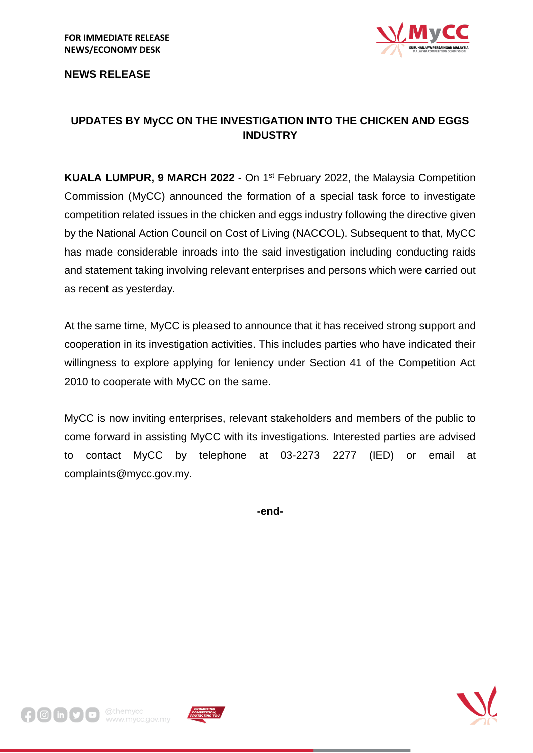**FOR IMMEDIATE RELEASE**
**NEWS/ECONOMY DESK**

**NEWS RELEASE**

## UPDATES BY MyCC ON THE INVESTIGATION INTO THE CHICKEN AND EGGS INDUSTRY

**KUALA LUMPUR, 9 MARCH 2022 -** On 1st February 2022, the Malaysia Competition Commission (MyCC) announced the formation of a special task force to investigate competition related issues in the chicken and eggs industry following the directive given by the National Action Council on Cost of Living (NACCOL). Subsequent to that, MyCC has made considerable inroads into the said investigation including conducting raids and statement taking involving relevant enterprises and persons which were carried out as recent as yesterday.

At the same time, MyCC is pleased to announce that it has received strong support and cooperation in its investigation activities. This includes parties who have indicated their willingness to explore applying for leniency under Section 41 of the Competition Act 2010 to cooperate with MyCC on the same.

MyCC is now inviting enterprises, relevant stakeholders and members of the public to come forward in assisting MyCC with its investigations. Interested parties are advised to contact MyCC by telephone at 03-2273 2277 (IED) or email at complaints@mycc.gov.my.

**-end-**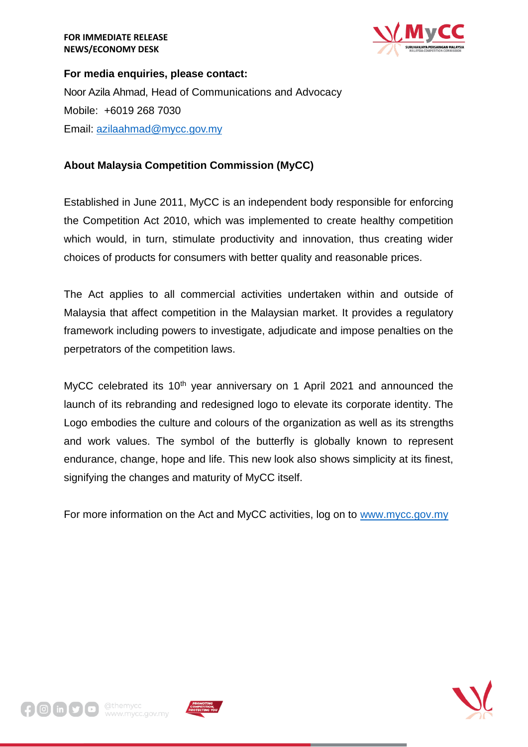**FOR IMMEDIATE RELEASE**
**NEWS/ECONOMY DESK**

**For media enquiries, please contact:**

Noor Azila Ahmad, Head of Communications and Advocacy

Mobile: +6019 268 7030

Email: azilaahmad@mycc.gov.my

**About Malaysia Competition Commission (MyCC)**

Established in June 2011, MyCC is an independent body responsible for enforcing the Competition Act 2010, which was implemented to create healthy competition which would, in turn, stimulate productivity and innovation, thus creating wider choices of products for consumers with better quality and reasonable prices.

The Act applies to all commercial activities undertaken within and outside of Malaysia that affect competition in the Malaysian market. It provides a regulatory framework including powers to investigate, adjudicate and impose penalties on the perpetrators of the competition laws.

MyCC celebrated its 10th year anniversary on 1 April 2021 and announced the launch of its rebranding and redesigned logo to elevate its corporate identity. The Logo embodies the culture and colours of the organization as well as its strengths and work values. The symbol of the butterfly is globally known to represent endurance, change, hope and life. This new look also shows simplicity at its finest, signifying the changes and maturity of MyCC itself.

For more information on the Act and MyCC activities, log on to www.mycc.gov.my